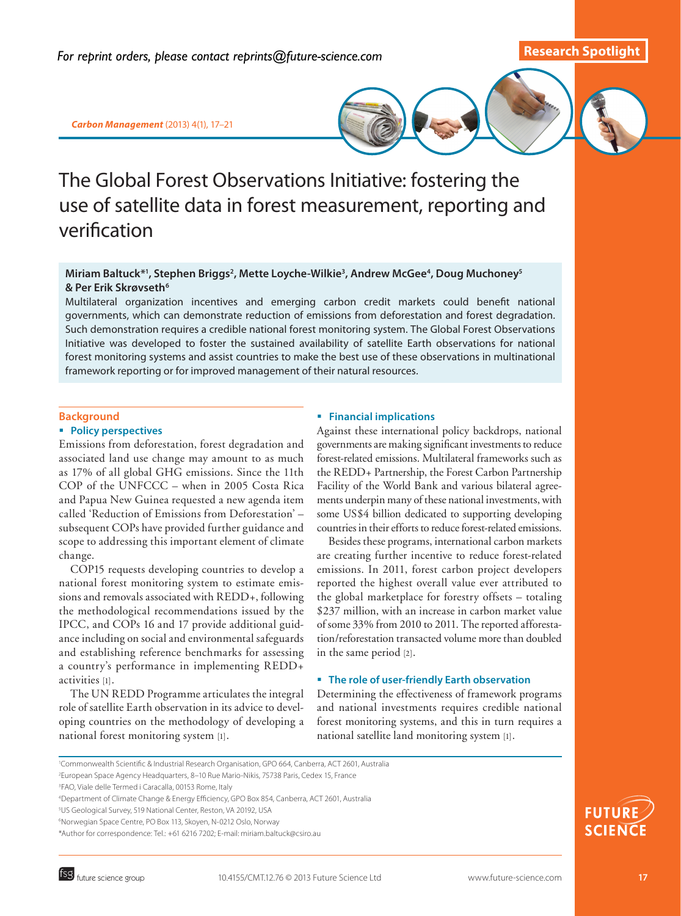For reprint orders, please contact reprints@future-science.com

Research Spotlight

# The Global Forest Observations Initiative: fostering the use of satellite data in forest measurement, reporting and verification

**Miriam Baltuck*[1], Stephen Briggs[2], Mette Loyche-Wilkie[3], Andrew McGee[4], Doug Muchoney[5] & Per Erik Skrøvseth[6]**

Multilateral organization incentives and emerging carbon credit markets could benefit national governments, which can demonstrate reduction of emissions from deforestation and forest degradation. Such demonstration requires a credible national forest monitoring system. The Global Forest Observations Initiative was developed to foster the sustained availability of satellite Earth observations for national forest monitoring systems and assist countries to make the best use of these observations in multinational framework reporting or for improved management of their natural resources.

## Background

### Policy perspectives

Emissions from deforestation, forest degradation and associated land use change may amount to as much as 17% of all global GHG emissions. Since the 11th COP of the UNFCCC – when in 2005 Costa Rica and Papua New Guinea requested a new agenda item called 'Reduction of Emissions from Deforestation' – subsequent COPs have provided further guidance and scope to addressing this important element of climate change.

COP15 requests developing countries to develop a national forest monitoring system to estimate emissions and removals associated with REDD+, following the methodological recommendations issued by the IPCC, and COPs 16 and 17 provide additional guidance including on social and environmental safeguards and establishing reference benchmarks for assessing a country's performance in implementing REDD+ activities [1].

The UN REDD Programme articulates the integral role of satellite Earth observation in its advice to developing countries on the methodology of developing a national forest monitoring system [1].

### Financial implications

Against these international policy backdrops, national governments are making significant investments to reduce forest-related emissions. Multilateral frameworks such as the REDD+ Partnership, the Forest Carbon Partnership Facility of the World Bank and various bilateral agreements underpin many of these national investments, with some US$4 billion dedicated to supporting developing countries in their efforts to reduce forest-related emissions.

Besides these programs, international carbon markets are creating further incentive to reduce forest-related emissions. In 2011, forest carbon project developers reported the highest overall value ever attributed to the global marketplace for forestry offsets – totaling $237 million, with an increase in carbon market value of some 33% from 2010 to 2011. The reported afforestation/reforestation transacted volume more than doubled in the same period [2].

### The role of user-friendly Earth observation

Determining the effectiveness of framework programs and national investments requires credible national forest monitoring systems, and this in turn requires a national satellite land monitoring system [1].

[1]Commonwealth Scientific & Industrial Research Organisation, GPO 664, Canberra, ACT 2601, Australia
[2]European Space Agency Headquarters, 8–10 Rue Mario-Nikis, 75738 Paris, Cedex 15, France
[3]FAO, Viale delle Termed i Caracalla, 00153 Rome, Italy
[4]Department of Climate Change & Energy Efficiency, GPO Box 854, Canberra, ACT 2601, Australia
[5]US Geological Survey, 519 National Center, Reston, VA 20192, USA
[6]Norwegian Space Centre, PO Box 113, Skoyen, N-0212 Oslo, Norway
*Author for correspondence: Tel.: +61 6216 7202; E-mail: miriam.baltuck@csiro.au

10.4155/CMT.12.76 © 2013 Future Science Ltd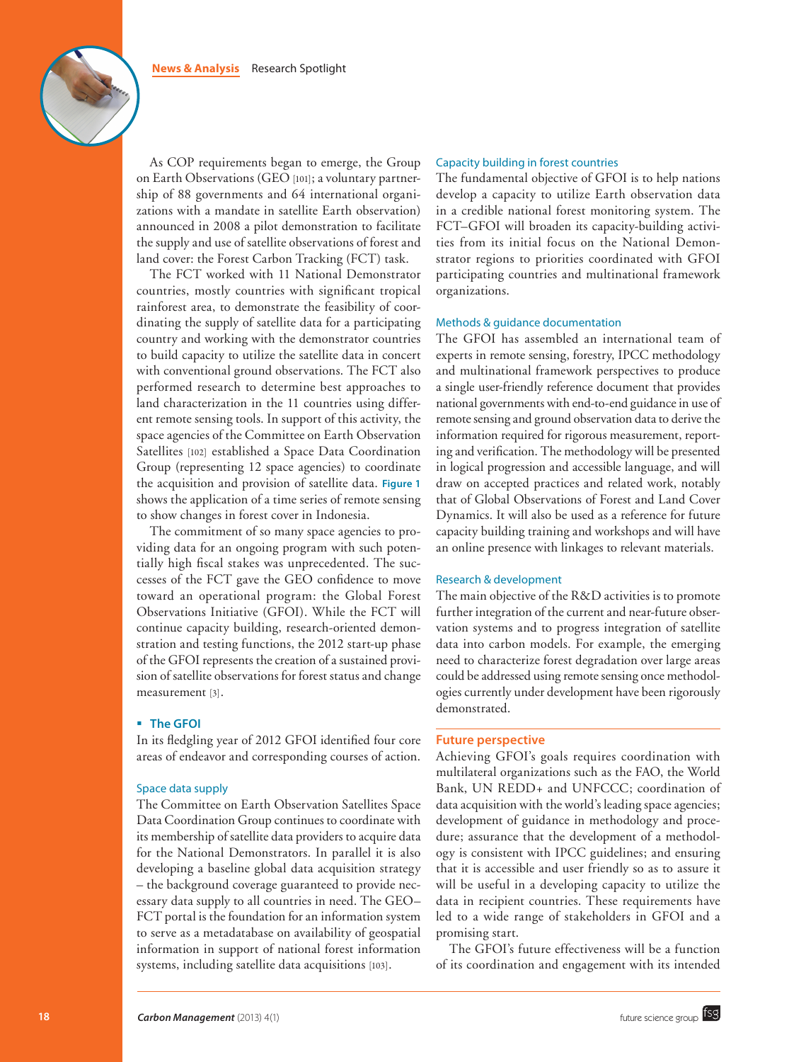As COP requirements began to emerge, the Group on Earth Observations (GEO [101]; a voluntary partnership of 88 governments and 64 international organizations with a mandate in satellite Earth observation) announced in 2008 a pilot demonstration to facilitate the supply and use of satellite observations of forest and land cover: the Forest Carbon Tracking (FCT) task.

The FCT worked with 11 National Demonstrator countries, mostly countries with significant tropical rainforest area, to demonstrate the feasibility of coordinating the supply of satellite data for a participating country and working with the demonstrator countries to build capacity to utilize the satellite data in concert with conventional ground observations. The FCT also performed research to determine best approaches to land characterization in the 11 countries using different remote sensing tools. In support of this activity, the space agencies of the Committee on Earth Observation Satellites [102] established a Space Data Coordination Group (representing 12 space agencies) to coordinate the acquisition and provision of satellite data. **Figure 1** shows the application of a time series of remote sensing to show changes in forest cover in Indonesia.

The commitment of so many space agencies to providing data for an ongoing program with such potentially high fiscal stakes was unprecedented. The successes of the FCT gave the GEO confidence to move toward an operational program: the Global Forest Observations Initiative (GFOI). While the FCT will continue capacity building, research-oriented demonstration and testing functions, the 2012 start-up phase of the GFOI represents the creation of a sustained provision of satellite observations for forest status and change measurement [3].

## The GFOI

In its fledgling year of 2012 GFOI identified four core areas of endeavor and corresponding courses of action.

### Space data supply

The Committee on Earth Observation Satellites Space Data Coordination Group continues to coordinate with its membership of satellite data providers to acquire data for the National Demonstrators. In parallel it is also developing a baseline global data acquisition strategy – the background coverage guaranteed to provide necessary data supply to all countries in need. The GEO–FCT portal is the foundation for an information system to serve as a metadatabase on availability of geospatial information in support of national forest information systems, including satellite data acquisitions [103].

### Capacity building in forest countries

The fundamental objective of GFOI is to help nations develop a capacity to utilize Earth observation data in a credible national forest monitoring system. The FCT–GFOI will broaden its capacity-building activities from its initial focus on the National Demonstrator regions to priorities coordinated with GFOI participating countries and multinational framework organizations.

### Methods & guidance documentation

The GFOI has assembled an international team of experts in remote sensing, forestry, IPCC methodology and multinational framework perspectives to produce a single user-friendly reference document that provides national governments with end-to-end guidance in use of remote sensing and ground observation data to derive the information required for rigorous measurement, reporting and verification. The methodology will be presented in logical progression and accessible language, and will draw on accepted practices and related work, notably that of Global Observations of Forest and Land Cover Dynamics. It will also be used as a reference for future capacity building training and workshops and will have an online presence with linkages to relevant materials.

### Research & development

The main objective of the R&D activities is to promote further integration of the current and near-future observation systems and to progress integration of satellite data into carbon models. For example, the emerging need to characterize forest degradation over large areas could be addressed using remote sensing once methodologies currently under development have been rigorously demonstrated.

## Future perspective

Achieving GFOI's goals requires coordination with multilateral organizations such as the FAO, the World Bank, UN REDD+ and UNFCCC; coordination of data acquisition with the world's leading space agencies; development of guidance in methodology and procedure; assurance that the development of a methodology is consistent with IPCC guidelines; and ensuring that it is accessible and user friendly so as to assure it will be useful in a developing capacity to utilize the data in recipient countries. These requirements have led to a wide range of stakeholders in GFOI and a promising start.

The GFOI's future effectiveness will be a function of its coordination and engagement with its intended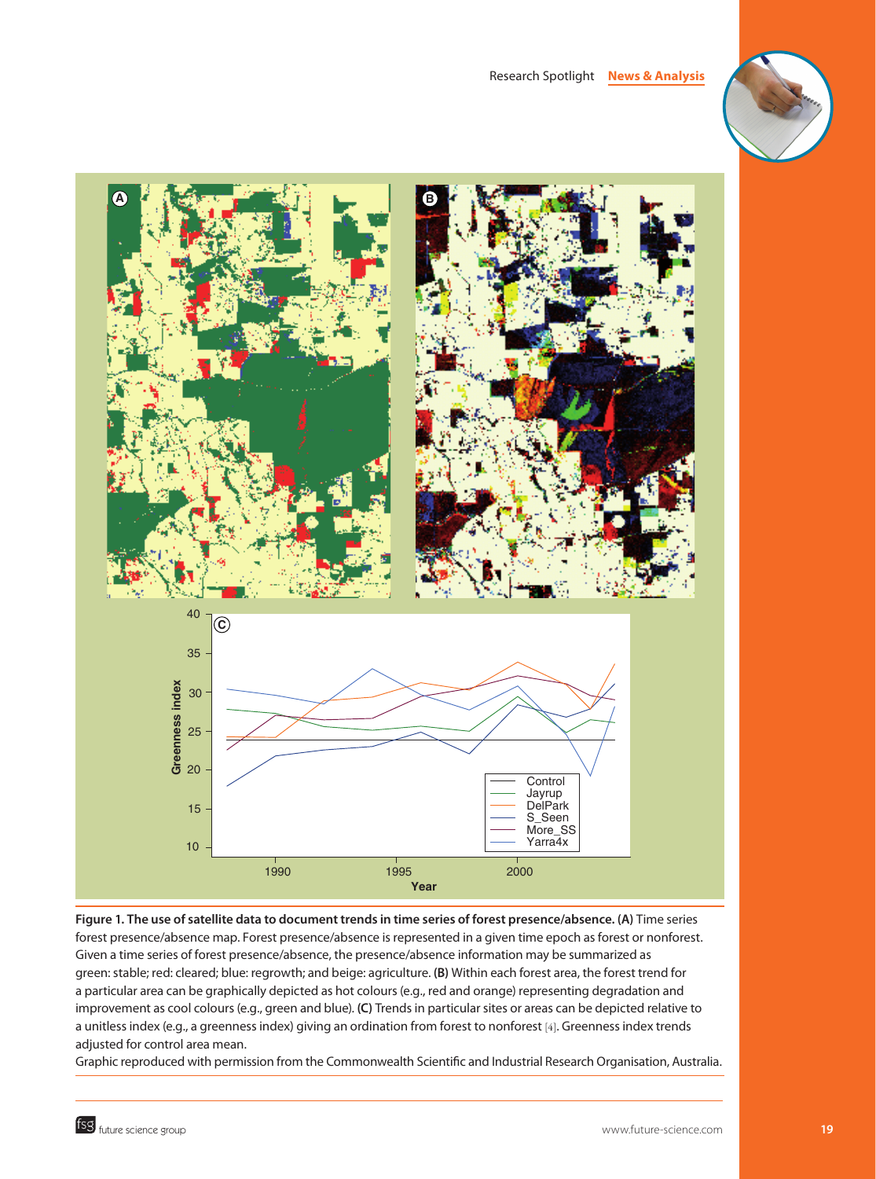**Figure 1. The use of satellite data to document trends in time series of forest presence/absence. (A)** Time series forest presence/absence map. Forest presence/absence is represented in a given time epoch as forest or nonforest. Given a time series of forest presence/absence, the presence/absence information may be summarized as green: stable; red: cleared; blue: regrowth; and beige: agriculture. **(B)** Within each forest area, the forest trend for a particular area can be graphically depicted as hot colours (e.g., red and orange) representing degradation and improvement as cool colours (e.g., green and blue). **(C)** Trends in particular sites or areas can be depicted relative to a unitless index (e.g., a greenness index) giving an ordination from forest to nonforest [4]. Greenness index trends adjusted for control area mean.

Graphic reproduced with permission from the Commonwealth Scientific and Industrial Research Organisation, Australia.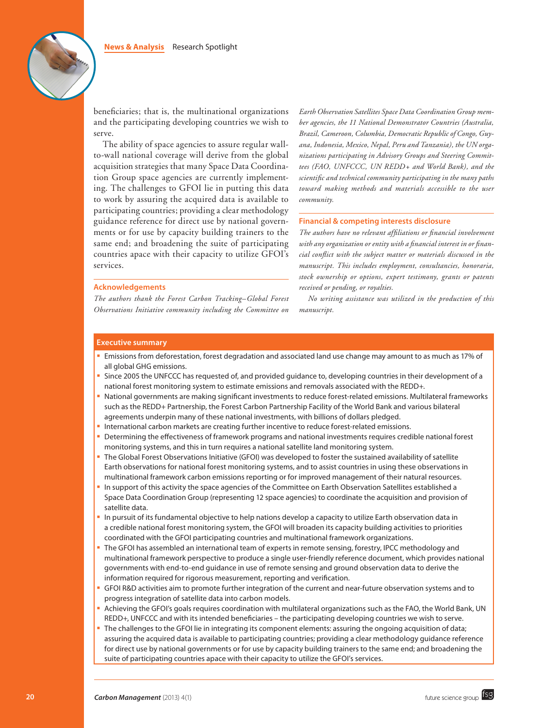beneficiaries; that is, the multinational organizations and the participating developing countries we wish to serve.

The ability of space agencies to assure regular wall-to-wall national coverage will derive from the global acquisition strategies that many Space Data Coordination Group space agencies are currently implementing. The challenges to GFOI lie in putting this data to work by assuring the acquired data is available to participating countries; providing a clear methodology guidance reference for direct use by national governments or for use by capacity building trainers to the same end; and broadening the suite of participating countries apace with their capacity to utilize GFOI's services.

## Acknowledgements

*The authors thank the Forest Carbon Tracking–Global Forest Observations Initiative community including the Committee on Earth Observation Satellites Space Data Coordination Group member agencies, the 11 National Demonstrator Countries (Australia, Brazil, Cameroon, Columbia, Democratic Republic of Congo, Guyana, Indonesia, Mexico, Nepal, Peru and Tanzania), the UN organizations participating in Advisory Groups and Steering Committees (FAO, UNFCCC, UN REDD+ and World Bank), and the scientific and technical community participating in the many paths toward making methods and materials accessible to the user community.*

## Financial & competing interests disclosure

*The authors have no relevant affiliations or financial involvement with any organization or entity with a financial interest in or financial conflict with the subject matter or materials discussed in the manuscript. This includes employment, consultancies, honoraria, stock ownership or options, expert testimony, grants or patents received or pending, or royalties.*

*No writing assistance was utilized in the production of this manuscript.*

## Executive summary

- Emissions from deforestation, forest degradation and associated land use change may amount to as much as 17% of all global GHG emissions.
- Since 2005 the UNFCCC has requested of, and provided guidance to, developing countries in their development of a national forest monitoring system to estimate emissions and removals associated with the REDD+.
- National governments are making significant investments to reduce forest-related emissions. Multilateral frameworks such as the REDD+ Partnership, the Forest Carbon Partnership Facility of the World Bank and various bilateral agreements underpin many of these national investments, with billions of dollars pledged.
- International carbon markets are creating further incentive to reduce forest-related emissions.
- Determining the effectiveness of framework programs and national investments requires credible national forest monitoring systems, and this in turn requires a national satellite land monitoring system.
- The Global Forest Observations Initiative (GFOI) was developed to foster the sustained availability of satellite Earth observations for national forest monitoring systems, and to assist countries in using these observations in multinational framework carbon emissions reporting or for improved management of their natural resources.
- In support of this activity the space agencies of the Committee on Earth Observation Satellites established a Space Data Coordination Group (representing 12 space agencies) to coordinate the acquisition and provision of satellite data.
- In pursuit of its fundamental objective to help nations develop a capacity to utilize Earth observation data in a credible national forest monitoring system, the GFOI will broaden its capacity building activities to priorities coordinated with the GFOI participating countries and multinational framework organizations.
- The GFOI has assembled an international team of experts in remote sensing, forestry, IPCC methodology and multinational framework perspective to produce a single user-friendly reference document, which provides national governments with end-to-end guidance in use of remote sensing and ground observation data to derive the information required for rigorous measurement, reporting and verification.
- GFOI R&D activities aim to promote further integration of the current and near-future observation systems and to progress integration of satellite data into carbon models.
- Achieving the GFOI's goals requires coordination with multilateral organizations such as the FAO, the World Bank, UN REDD+, UNFCCC and with its intended beneficiaries – the participating developing countries we wish to serve.
- The challenges to the GFOI lie in integrating its component elements: assuring the ongoing acquisition of data; assuring the acquired data is available to participating countries; providing a clear methodology guidance reference for direct use by national governments or for use by capacity building trainers to the same end; and broadening the suite of participating countries apace with their capacity to utilize the GFOI's services.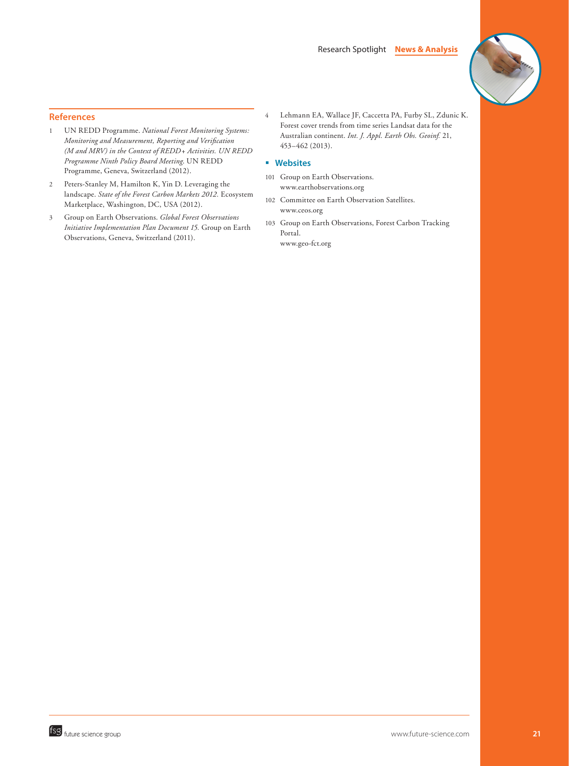## References

1. UN REDD Programme. *National Forest Monitoring Systems: Monitoring and Measurement, Reporting and Verification (M and MRV) in the Context of REDD+ Activities. UN REDD Programme Ninth Policy Board Meeting.* UN REDD Programme, Geneva, Switzerland (2012).
2. Peters-Stanley M, Hamilton K, Yin D. Leveraging the landscape. *State of the Forest Carbon Markets 2012.* Ecosystem Marketplace, Washington, DC, USA (2012).
3. Group on Earth Observations. *Global Forest Observations Initiative Implementation Plan Document 15.* Group on Earth Observations, Geneva, Switzerland (2011).
4. Lehmann EA, Wallace JF, Caccetta PA, Furby SL, Zdunic K. Forest cover trends from time series Landsat data for the Australian continent. *Int. J. Appl. Earth Obs. Geoinf.* 21, 453–462 (2013).

### Websites

101 Group on Earth Observations. www.earthobservations.org

102 Committee on Earth Observation Satellites. www.ceos.org

103 Group on Earth Observations, Forest Carbon Tracking Portal. www.geo-fct.org